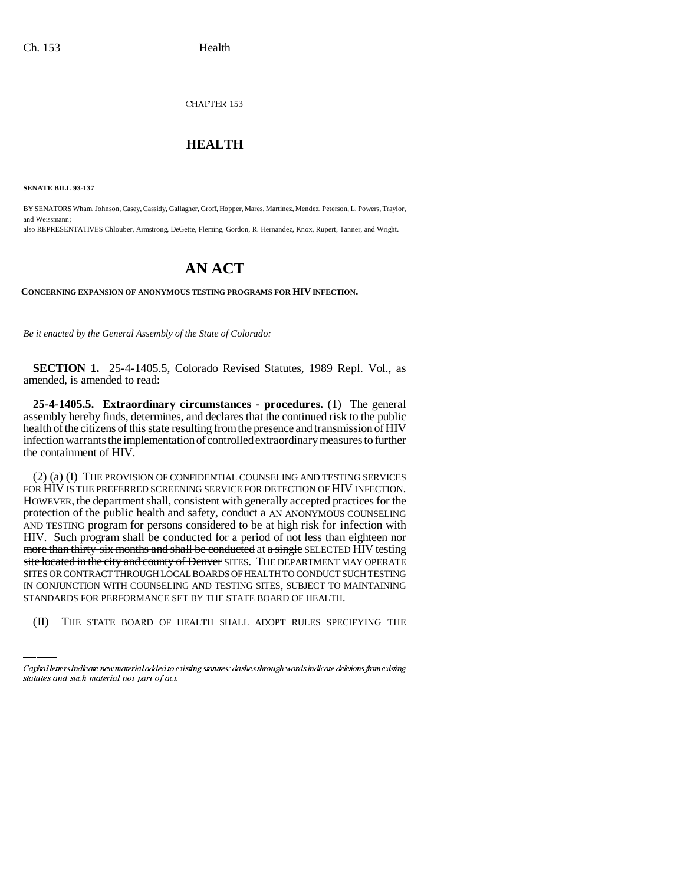CHAPTER 153

# HEALTH

**SENATE BILL 93-137**

BY SENATORS Wham, Johnson, Casey, Cassidy, Gallagher, Groff, Hopper, Mares, Martinez, Mendez, Peterson, L. Powers, Traylor, and Weissmann;

also REPRESENTATIVES Chlouber, Armstrong, DeGette, Fleming, Gordon, R. Hernandez, Knox, Rupert, Tanner, and Wright.

# AN ACT

**CONCERNING EXPANSION OF ANONYMOUS TESTING PROGRAMS FOR HIV INFECTION.**

*Be it enacted by the General Assembly of the State of Colorado:*

**SECTION 1.** 25-4-1405.5, Colorado Revised Statutes, 1989 Repl. Vol., as amended, is amended to read:

**25-4-1405.5. Extraordinary circumstances - procedures.** (1) The general assembly hereby finds, determines, and declares that the continued risk to the public health of the citizens of this state resulting from the presence and transmission of HIV infection warrants the implementation of controlled extraordinary measures to further the containment of HIV.

(2) (a) (I) THE PROVISION OF CONFIDENTIAL COUNSELING AND TESTING SERVICES FOR HIV IS THE PREFERRED SCREENING SERVICE FOR DETECTION OF HIV INFECTION. HOWEVER, the department shall, consistent with generally accepted practices for the protection of the public health and safety, conduct ~~a~~ AN ANONYMOUS COUNSELING AND TESTING program for persons considered to be at high risk for infection with HIV. Such program shall be conducted ~~for a period of not less than eighteen nor more than thirty-six months and shall be conducted~~ at ~~a single~~ SELECTED HIV testing ~~site located in the city and county of Denver~~ SITES. THE DEPARTMENT MAY OPERATE SITES OR CONTRACT THROUGH LOCAL BOARDS OF HEALTH TO CONDUCT SUCH TESTING IN CONJUNCTION WITH COUNSELING AND TESTING SITES, SUBJECT TO MAINTAINING STANDARDS FOR PERFORMANCE SET BY THE STATE BOARD OF HEALTH.

(II) THE STATE BOARD OF HEALTH SHALL ADOPT RULES SPECIFYING THE

---

*Capital letters indicate new material added to existing statutes; dashes through words indicate deletions from existing statutes and such material not part of act.*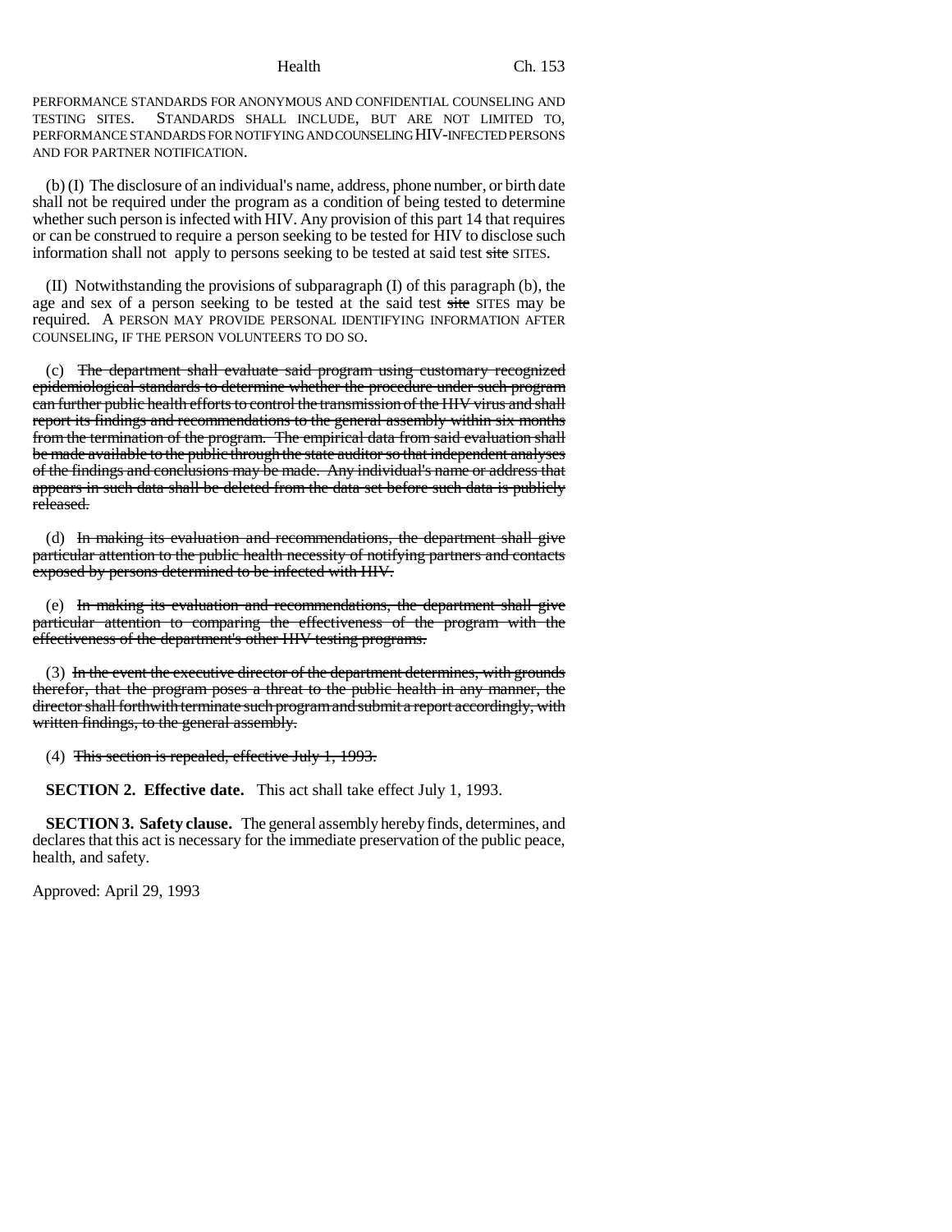PERFORMANCE STANDARDS FOR ANONYMOUS AND CONFIDENTIAL COUNSELING AND TESTING SITES. STANDARDS SHALL INCLUDE, BUT ARE NOT LIMITED TO, PERFORMANCE STANDARDS FOR NOTIFYING AND COUNSELING HIV-INFECTED PERSONS AND FOR PARTNER NOTIFICATION.

(b) (I) The disclosure of an individual's name, address, phone number, or birth date shall not be required under the program as a condition of being tested to determine whether such person is infected with HIV. Any provision of this part 14 that requires or can be construed to require a person seeking to be tested for HIV to disclose such information shall not apply to persons seeking to be tested at said test ~~site~~ SITES.

(II) Notwithstanding the provisions of subparagraph (I) of this paragraph (b), the age and sex of a person seeking to be tested at the said test ~~site~~ SITES may be required. A PERSON MAY PROVIDE PERSONAL IDENTIFYING INFORMATION AFTER COUNSELING, IF THE PERSON VOLUNTEERS TO DO SO.

(c) ~~The department shall evaluate said program using customary recognized epidemiological standards to determine whether the procedure under such program can further public health efforts to control the transmission of the HIV virus and shall report its findings and recommendations to the general assembly within six months from the termination of the program. The empirical data from said evaluation shall be made available to the public through the state auditor so that independent analyses of the findings and conclusions may be made. Any individual's name or address that appears in such data shall be deleted from the data set before such data is publicly released.~~

(d) ~~In making its evaluation and recommendations, the department shall give particular attention to the public health necessity of notifying partners and contacts exposed by persons determined to be infected with HIV.~~

(e) ~~In making its evaluation and recommendations, the department shall give particular attention to comparing the effectiveness of the program with the effectiveness of the department's other HIV testing programs.~~

(3) ~~In the event the executive director of the department determines, with grounds therefor, that the program poses a threat to the public health in any manner, the director shall forthwith terminate such program and submit a report accordingly, with written findings, to the general assembly.~~

(4) ~~This section is repealed, effective July 1, 1993.~~

**SECTION 2. Effective date.** This act shall take effect July 1, 1993.

**SECTION 3. Safety clause.** The general assembly hereby finds, determines, and declares that this act is necessary for the immediate preservation of the public peace, health, and safety.

Approved: April 29, 1993